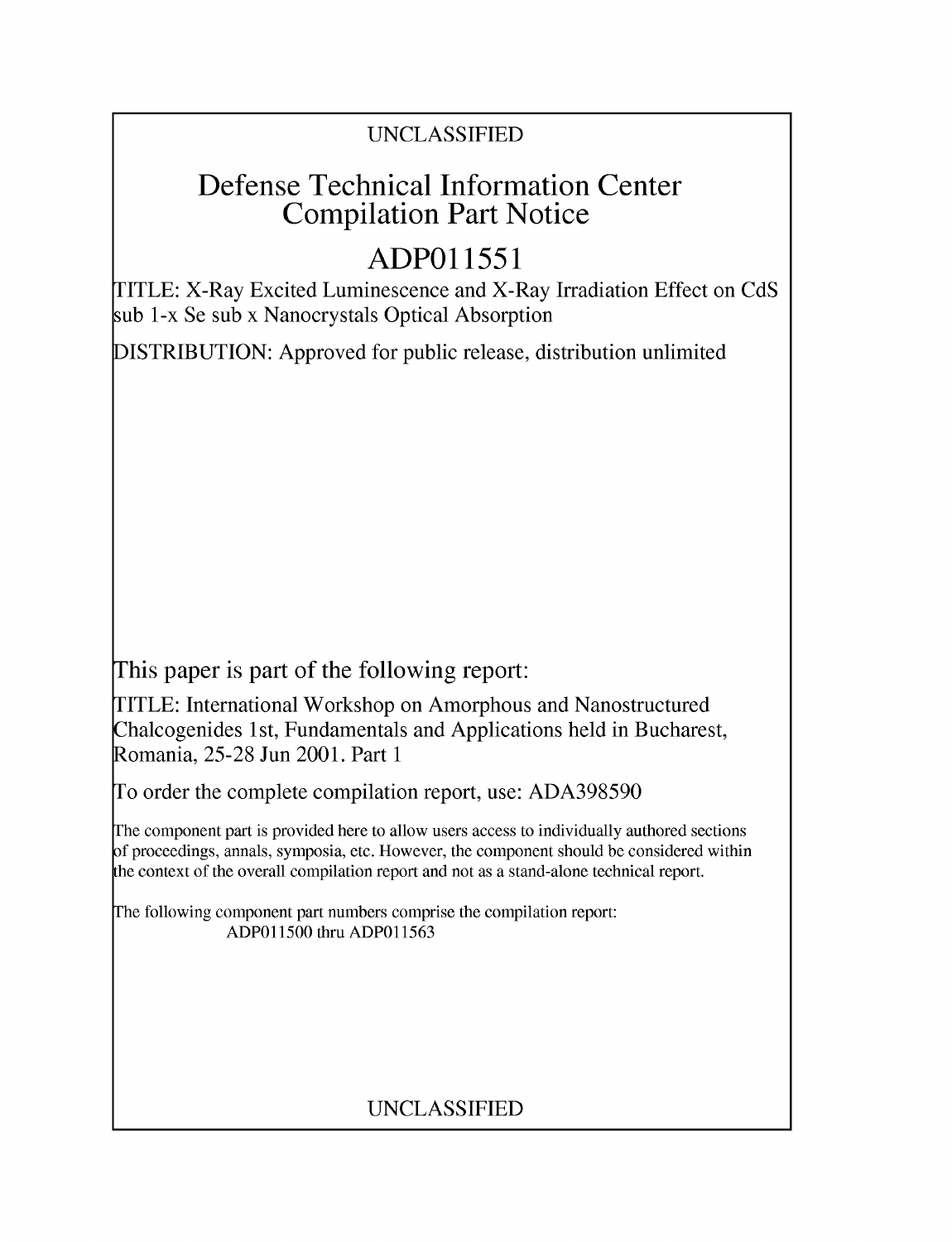UNCLASSIFIED

# Defense Technical Information Center Compilation Part Notice

# ADP011551

TITLE: X-Ray Excited Luminescence and X-Ray Irradiation Effect on CdS sub 1-x Se sub x Nanocrystals Optical Absorption

DISTRIBUTION: Approved for public release, distribution unlimited

This paper is part of the following report:

TITLE: International Workshop on Amorphous and Nanostructured Chalcogenides 1st, Fundamentals and Applications held in Bucharest, Romania, 25-28 Jun 2001. Part 1

To order the complete compilation report, use: ADA398590

The component part is provided here to allow users access to individually authored sections of proceedings, annals, symposia, etc. However, the component should be considered within the context of the overall compilation report and not as a stand-alone technical report.

The following component part numbers comprise the compilation report:
ADP011500 thru ADP011563

UNCLASSIFIED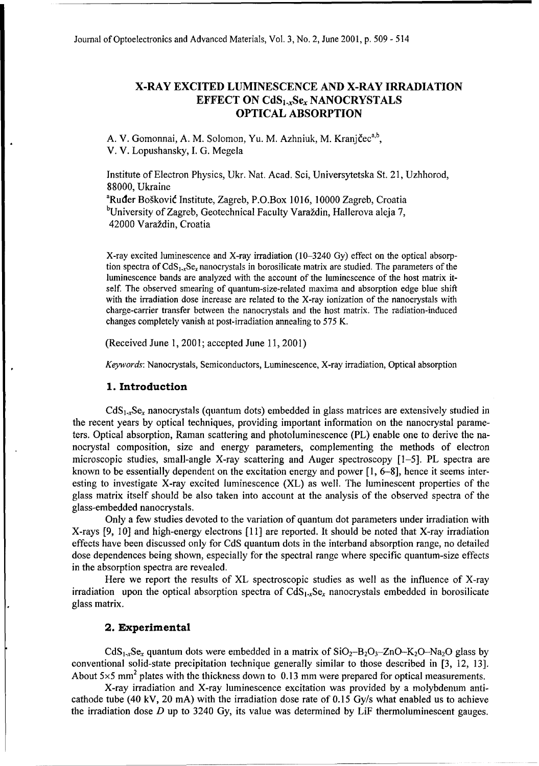# X-RAY EXCITED LUMINESCENCE AND X-RAY IRRADIATION EFFECT ON $CdS_{1-x}Se_x$ NANOCRYSTALS OPTICAL ABSORPTION

A. V. Gomonnai, A. M. Solomon, Yu. M. Azhniuk, M. Kranjčec[a,b], V. V. Lopushansky, I. G. Megela

Institute of Electron Physics, Ukr. Nat. Acad. Sci, Universytetska St. 21, Uzhhorod, 88000, Ukraine

[a]Ruđer Bošković Institute, Zagreb, P.O.Box 1016, 10000 Zagreb, Croatia

[b]University of Zagreb, Geotechnical Faculty Varaždin, Hallerova aleja 7, 42000 Varaždin, Croatia

X-ray excited luminescence and X-ray irradiation (10–3240 Gy) effect on the optical absorption spectra of $CdS_{1-x}Se_x$ nanocrystals in borosilicate matrix are studied. The parameters of the luminescence bands are analyzed with the account of the luminescence of the host matrix itself. The observed smearing of quantum-size-related maxima and absorption edge blue shift with the irradiation dose increase are related to the X-ray ionization of the nanocrystals with charge-carrier transfer between the nanocrystals and the host matrix. The radiation-induced changes completely vanish at post-irradiation annealing to 575 K.

(Received June 1, 2001; accepted June 11, 2001)

*Keywords*: Nanocrystals, Semiconductors, Luminescence, X-ray irradiation, Optical absorption

## 1. Introduction

$CdS_{1-x}Se_x$ nanocrystals (quantum dots) embedded in glass matrices are extensively studied in the recent years by optical techniques, providing important information on the nanocrystal parameters. Optical absorption, Raman scattering and photoluminescence (PL) enable one to derive the nanocrystal composition, size and energy parameters, complementing the methods of electron microscopic studies, small-angle X-ray scattering and Auger spectroscopy [1–5]. PL spectra are known to be essentially dependent on the excitation energy and power [1, 6–8], hence it seems interesting to investigate X-ray excited luminescence (XL) as well. The luminescent properties of the glass matrix itself should be also taken into account at the analysis of the observed spectra of the glass-embedded nanocrystals.

Only a few studies devoted to the variation of quantum dot parameters under irradiation with X-rays [9, 10] and high-energy electrons [11] are reported. It should be noted that X-ray irradiation effects have been discussed only for CdS quantum dots in the interband absorption range, no detailed dose dependences being shown, especially for the spectral range where specific quantum-size effects in the absorption spectra are revealed.

Here we report the results of XL spectroscopic studies as well as the influence of X-ray irradiation upon the optical absorption spectra of $CdS_{1-x}Se_x$ nanocrystals embedded in borosilicate glass matrix.

## 2. Experimental

$CdS_{1-x}Se_x$ quantum dots were embedded in a matrix of $SiO_2$–$B_2O_3$–$ZnO$–$K_2O$–$Na_2O$ glass by conventional solid-state precipitation technique generally similar to those described in [3, 12, 13]. About 5×5 mm$^2$ plates with the thickness down to 0.13 mm were prepared for optical measurements.

X-ray irradiation and X-ray luminescence excitation was provided by a molybdenum anticathode tube (40 kV, 20 mA) with the irradiation dose rate of 0.15 Gy/s what enabled us to achieve the irradiation dose $D$ up to 3240 Gy, its value was determined by LiF thermoluminescent gauges.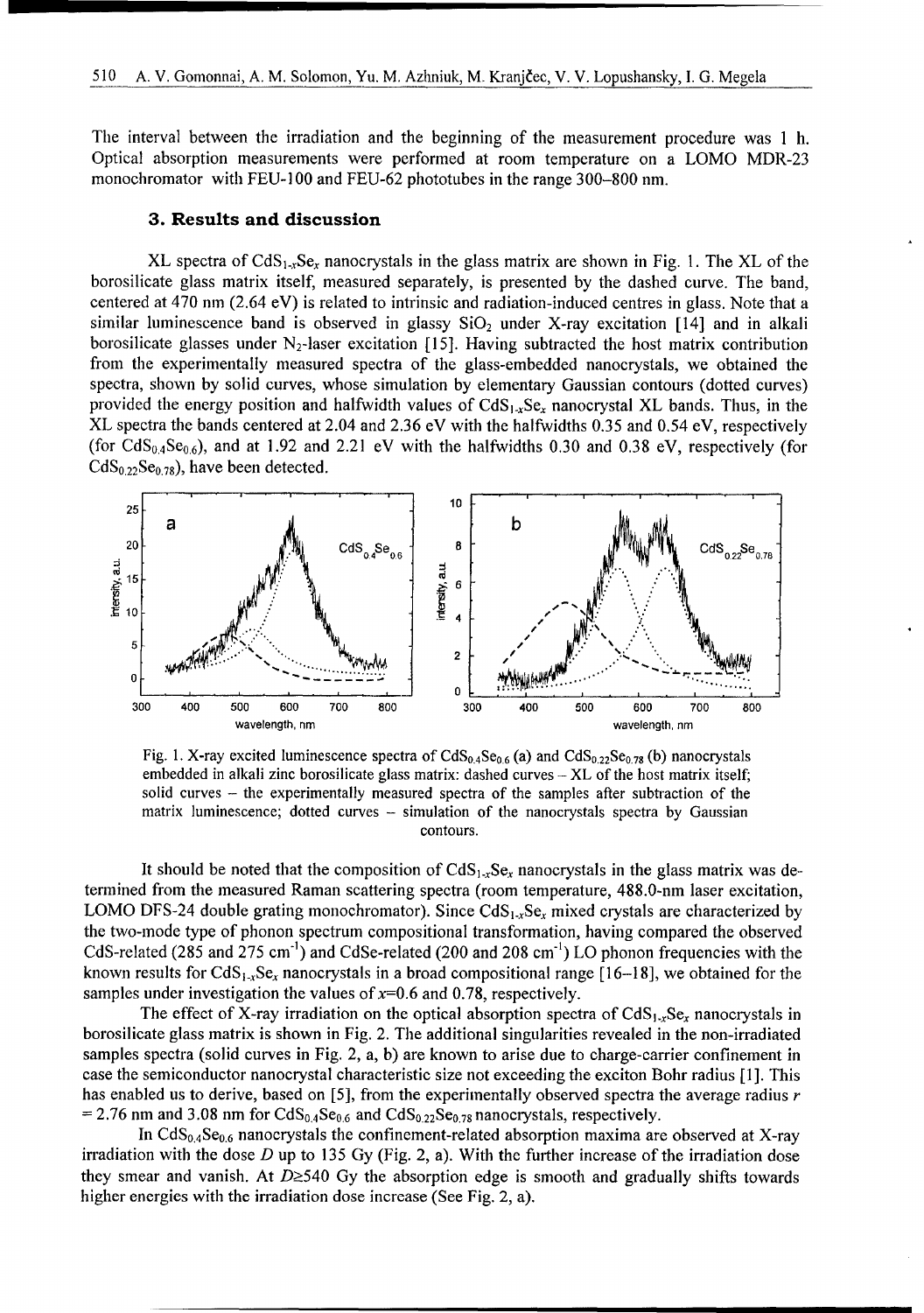The interval between the irradiation and the beginning of the measurement procedure was 1 h. Optical absorption measurements were performed at room temperature on a LOMO MDR-23 monochromator with FEU-100 and FEU-62 phototubes in the range 300–800 nm.

## 3. Results and discussion

XL spectra of $CdS_{1-x}Se_x$ nanocrystals in the glass matrix are shown in Fig. 1. The XL of the borosilicate glass matrix itself, measured separately, is presented by the dashed curve. The band, centered at 470 nm (2.64 eV) is related to intrinsic and radiation-induced centres in glass. Note that a similar luminescence band is observed in glassy $SiO_2$ under X-ray excitation [14] and in alkali borosilicate glasses under $N_2$-laser excitation [15]. Having subtracted the host matrix contribution from the experimentally measured spectra of the glass-embedded nanocrystals, we obtained the spectra, shown by solid curves, whose simulation by elementary Gaussian contours (dotted curves) provided the energy position and halfwidth values of $CdS_{1-x}Se_x$ nanocrystal XL bands. Thus, in the XL spectra the bands centered at 2.04 and 2.36 eV with the halfwidths 0.35 and 0.54 eV, respectively (for $CdS_{0.4}Se_{0.6}$), and at 1.92 and 2.21 eV with the halfwidths 0.30 and 0.38 eV, respectively (for $CdS_{0.22}Se_{0.78}$), have been detected.

Fig. 1. X-ray excited luminescence spectra of $CdS_{0.4}Se_{0.6}$ (a) and $CdS_{0.22}Se_{0.78}$ (b) nanocrystals embedded in alkali zinc borosilicate glass matrix: dashed curves – XL of the host matrix itself; solid curves – the experimentally measured spectra of the samples after subtraction of the matrix luminescence; dotted curves – simulation of the nanocrystals spectra by Gaussian contours.

It should be noted that the composition of $CdS_{1-x}Se_x$ nanocrystals in the glass matrix was determined from the measured Raman scattering spectra (room temperature, 488.0-nm laser excitation, LOMO DFS-24 double grating monochromator). Since $CdS_{1-x}Se_x$ mixed crystals are characterized by the two-mode type of phonon spectrum compositional transformation, having compared the observed CdS-related (285 and 275 $cm^{-1}$) and CdSe-related (200 and 208 $cm^{-1}$) LO phonon frequencies with the known results for $CdS_{1-x}Se_x$ nanocrystals in a broad compositional range [16–18], we obtained for the samples under investigation the values of $x$=0.6 and 0.78, respectively.

The effect of X-ray irradiation on the optical absorption spectra of $CdS_{1-x}Se_x$ nanocrystals in borosilicate glass matrix is shown in Fig. 2. The additional singularities revealed in the non-irradiated samples spectra (solid curves in Fig. 2, a, b) are known to arise due to charge-carrier confinement in case the semiconductor nanocrystal characteristic size not exceeding the exciton Bohr radius [1]. This has enabled us to derive, based on [5], from the experimentally observed spectra the average radius $r$ = 2.76 nm and 3.08 nm for $CdS_{0.4}Se_{0.6}$ and $CdS_{0.22}Se_{0.78}$ nanocrystals, respectively.

In $CdS_{0.4}Se_{0.6}$ nanocrystals the confinement-related absorption maxima are observed at X-ray irradiation with the dose $D$ up to 135 Gy (Fig. 2, a). With the further increase of the irradiation dose they smear and vanish. At $D \geq 540$ Gy the absorption edge is smooth and gradually shifts towards higher energies with the irradiation dose increase (See Fig. 2, a).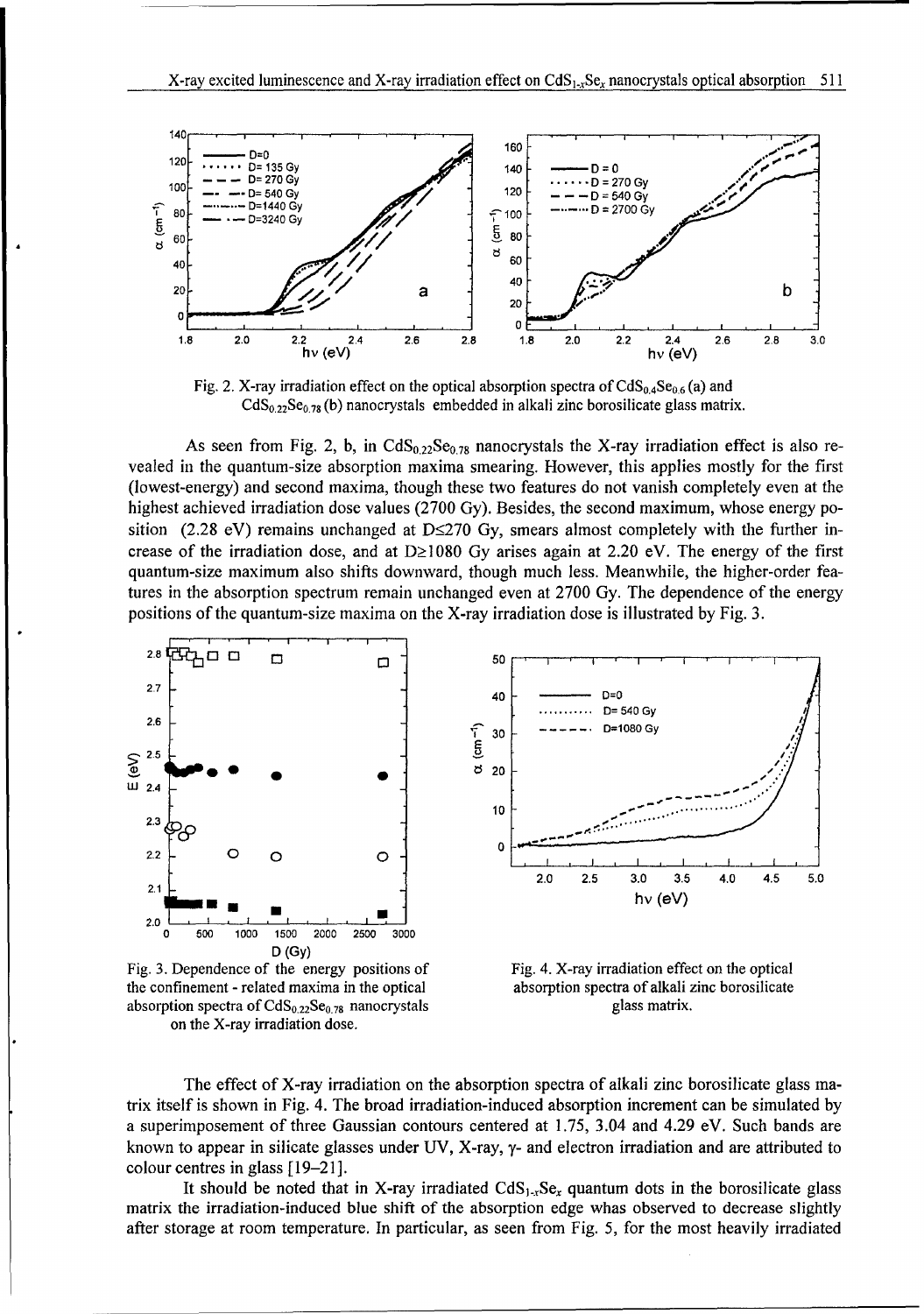Fig. 2. X-ray irradiation effect on the optical absorption spectra of $CdS_{0.4}Se_{0.6}$ (a) and $CdS_{0.22}Se_{0.78}$ (b) nanocrystals embedded in alkali zinc borosilicate glass matrix.

As seen from Fig. 2, b, in $CdS_{0.22}Se_{0.78}$ nanocrystals the X-ray irradiation effect is also revealed in the quantum-size absorption maxima smearing. However, this applies mostly for the first (lowest-energy) and second maxima, though these two features do not vanish completely even at the highest achieved irradiation dose values (2700 Gy). Besides, the second maximum, whose energy position (2.28 eV) remains unchanged at $D \leq 270$ Gy, smears almost completely with the further increase of the irradiation dose, and at $D \geq 1080$ Gy arises again at 2.20 eV. The energy of the first quantum-size maximum also shifts downward, though much less. Meanwhile, the higher-order features in the absorption spectrum remain unchanged even at 2700 Gy. The dependence of the energy positions of the quantum-size maxima on the X-ray irradiation dose is illustrated by Fig. 3.

Fig. 3. Dependence of the energy positions of the confinement - related maxima in the optical absorption spectra of $CdS_{0.22}Se_{0.78}$ nanocrystals on the X-ray irradiation dose.

Fig. 4. X-ray irradiation effect on the optical absorption spectra of alkali zinc borosilicate glass matrix.

The effect of X-ray irradiation on the absorption spectra of alkali zinc borosilicate glass matrix itself is shown in Fig. 4. The broad irradiation-induced absorption increment can be simulated by a superimposement of three Gaussian contours centered at 1.75, 3.04 and 4.29 eV. Such bands are known to appear in silicate glasses under UV, X-ray, $\gamma$- and electron irradiation and are attributed to colour centres in glass [19–21].

It should be noted that in X-ray irradiated $CdS_{1-x}Se_x$ quantum dots in the borosilicate glass matrix the irradiation-induced blue shift of the absorption edge whas observed to decrease slightly after storage at room temperature. In particular, as seen from Fig. 5, for the most heavily irradiated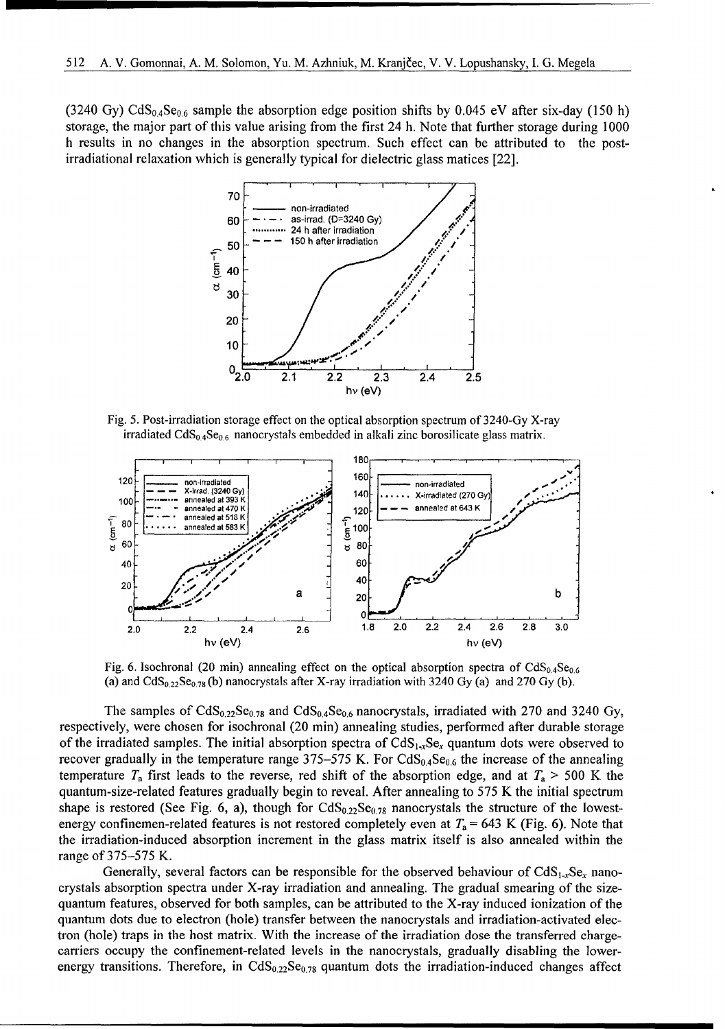(3240 Gy) $CdS_{0.4}Se_{0.6}$ sample the absorption edge position shifts by 0.045 eV after six-day (150 h) storage, the major part of this value arising from the first 24 h. Note that further storage during 1000 h results in no changes in the absorption spectrum. Such effect can be attributed to the post-irradiational relaxation which is generally typical for dielectric glass matices [22].

Fig. 5. Post-irradiation storage effect on the optical absorption spectrum of 3240-Gy X-ray irradiated $CdS_{0.4}Se_{0.6}$ nanocrystals embedded in alkali zinc borosilicate glass matrix.

Fig. 6. Isochronal (20 min) annealing effect on the optical absorption spectra of $CdS_{0.4}Se_{0.6}$ (a) and $CdS_{0.22}Se_{0.78}$ (b) nanocrystals after X-ray irradiation with 3240 Gy (a) and 270 Gy (b).

The samples of $CdS_{0.22}Se_{0.78}$ and $CdS_{0.4}Se_{0.6}$ nanocrystals, irradiated with 270 and 3240 Gy, respectively, were chosen for isochronal (20 min) annealing studies, performed after durable storage of the irradiated samples. The initial absorption spectra of $CdS_{1-x}Se_x$ quantum dots were observed to recover gradually in the temperature range 375–575 K. For $CdS_{0.4}Se_{0.6}$ the increase of the annealing temperature $T_a$ first leads to the reverse, red shift of the absorption edge, and at $T_a > 500$ K the quantum-size-related features gradually begin to reveal. After annealing to 575 K the initial spectrum shape is restored (See Fig. 6, a), though for $CdS_{0.22}Se_{0.78}$ nanocrystals the structure of the lowest-energy confinemen-related features is not restored completely even at $T_a = 643$ K (Fig. 6). Note that the irradiation-induced absorption increment in the glass matrix itself is also annealed within the range of 375–575 K.

Generally, several factors can be responsible for the observed behaviour of $CdS_{1-x}Se_x$ nanocrystals absorption spectra under X-ray irradiation and annealing. The gradual smearing of the size-quantum features, observed for both samples, can be attributed to the X-ray induced ionization of the quantum dots due to electron (hole) transfer between the nanocrystals and irradiation-activated electron (hole) traps in the host matrix. With the increase of the irradiation dose the transferred charge-carriers occupy the confinement-related levels in the nanocrystals, gradually disabling the lower-energy transitions. Therefore, in $CdS_{0.22}Se_{0.78}$ quantum dots the irradiation-induced changes affect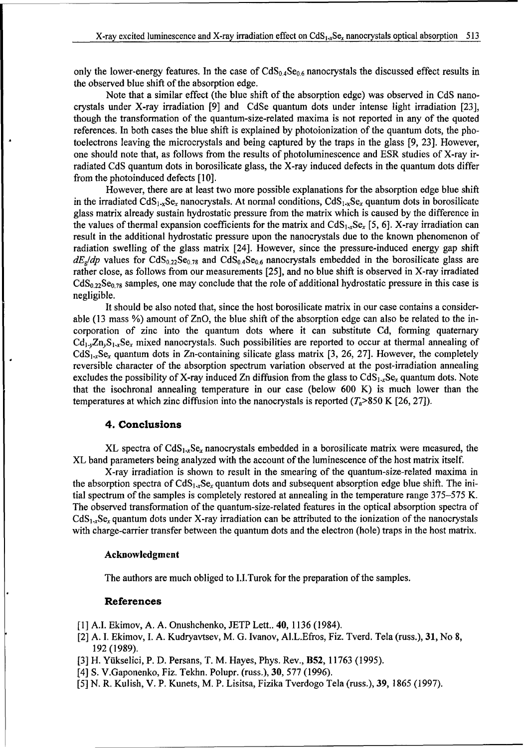only the lower-energy features. In the case of $CdS_{0.4}Se_{0.6}$ nanocrystals the discussed effect results in the observed blue shift of the absorption edge.

Note that a similar effect (the blue shift of the absorption edge) was observed in CdS nanocrystals under X-ray irradiation [9] and CdSe quantum dots under intense light irradiation [23], though the transformation of the quantum-size-related maxima is not reported in any of the quoted references. In both cases the blue shift is explained by photoionization of the quantum dots, the photoelectrons leaving the microcrystals and being captured by the traps in the glass [9, 23]. However, one should note that, as follows from the results of photoluminescence and ESR studies of X-ray irradiated CdS quantum dots in borosilicate glass, the X-ray induced defects in the quantum dots differ from the photoinduced defects [10].

However, there are at least two more possible explanations for the absorption edge blue shift in the irradiated $CdS_{1-x}Se_x$ nanocrystals. At normal conditions, $CdS_{1-x}Se_x$ quantum dots in borosilicate glass matrix already sustain hydrostatic pressure from the matrix which is caused by the difference in the values of thermal expansion coefficients for the matrix and $CdS_{1-x}Se_x$ [5, 6]. X-ray irradiation can result in the additional hydrostatic pressure upon the nanocrystals due to the known phenomenon of radiation swelling of the glass matrix [24]. However, since the pressure-induced energy gap shift $dE_g/dp$ values for $CdS_{0.22}Se_{0.78}$ and $CdS_{0.4}Se_{0.6}$ nanocrystals embedded in the borosilicate glass are rather close, as follows from our measurements [25], and no blue shift is observed in X-ray irradiated $CdS_{0.22}Se_{0.78}$ samples, one may conclude that the role of additional hydrostatic pressure in this case is negligible.

It should be also noted that, since the host borosilicate matrix in our case contains a considerable (13 mass %) amount of ZnO, the blue shift of the absorption edge can also be related to the incorporation of zinc into the quantum dots where it can substitute Cd, forming quaternary $Cd_{1-y}Zn_yS_{1-x}Se_x$ mixed nanocrystals. Such possibilities are reported to occur at thermal annealing of $CdS_{1-x}Se_x$ quantum dots in Zn-containing silicate glass matrix [3, 26, 27]. However, the completely reversible character of the absorption spectrum variation observed at the post-irradiation annealing excludes the possibility of X-ray induced Zn diffusion from the glass to $CdS_{1-x}Se_x$ quantum dots. Note that the isochronal annealing temperature in our case (below 600 K) is much lower than the temperatures at which zinc diffusion into the nanocrystals is reported ($T_a$>850 K [26, 27]).

## 4. Conclusions

XL spectra of $CdS_{1-x}Se_x$ nanocrystals embedded in a borosilicate matrix were measured, the XL band parameters being analyzed with the account of the luminescence of the host matrix itself.

X-ray irradiation is shown to result in the smearing of the quantum-size-related maxima in the absorption spectra of $CdS_{1-x}Se_x$ quantum dots and subsequent absorption edge blue shift. The initial spectrum of the samples is completely restored at annealing in the temperature range 375–575 K. The observed transformation of the quantum-size-related features in the optical absorption spectra of $CdS_{1-x}Se_x$ quantum dots under X-ray irradiation can be attributed to the ionization of the nanocrystals with charge-carrier transfer between the quantum dots and the electron (hole) traps in the host matrix.

### Acknowledgment

The authors are much obliged to I.I.Turok for the preparation of the samples.

## References

[1] A.I. Ekimov, A. A. Onushchenko, JETP Lett.. **40**, 1136 (1984).
[2] A. I. Ekimov, I. A. Kudryavtsev, M. G. Ivanov, Al.L.Efros, Fiz. Tverd. Tela (russ.), **31**, No 8, 192 (1989).
[3] H. Yükselici, P. D. Persans, T. M. Hayes, Phys. Rev., **B52**, 11763 (1995).
[4] S. V.Gaponenko, Fiz. Tekhn. Polupr. (russ.), **30**, 577 (1996).
[5] N. R. Kulish, V. P. Kunets, M. P. Lisitsa, Fizika Tverdogo Tela (russ.), **39**, 1865 (1997).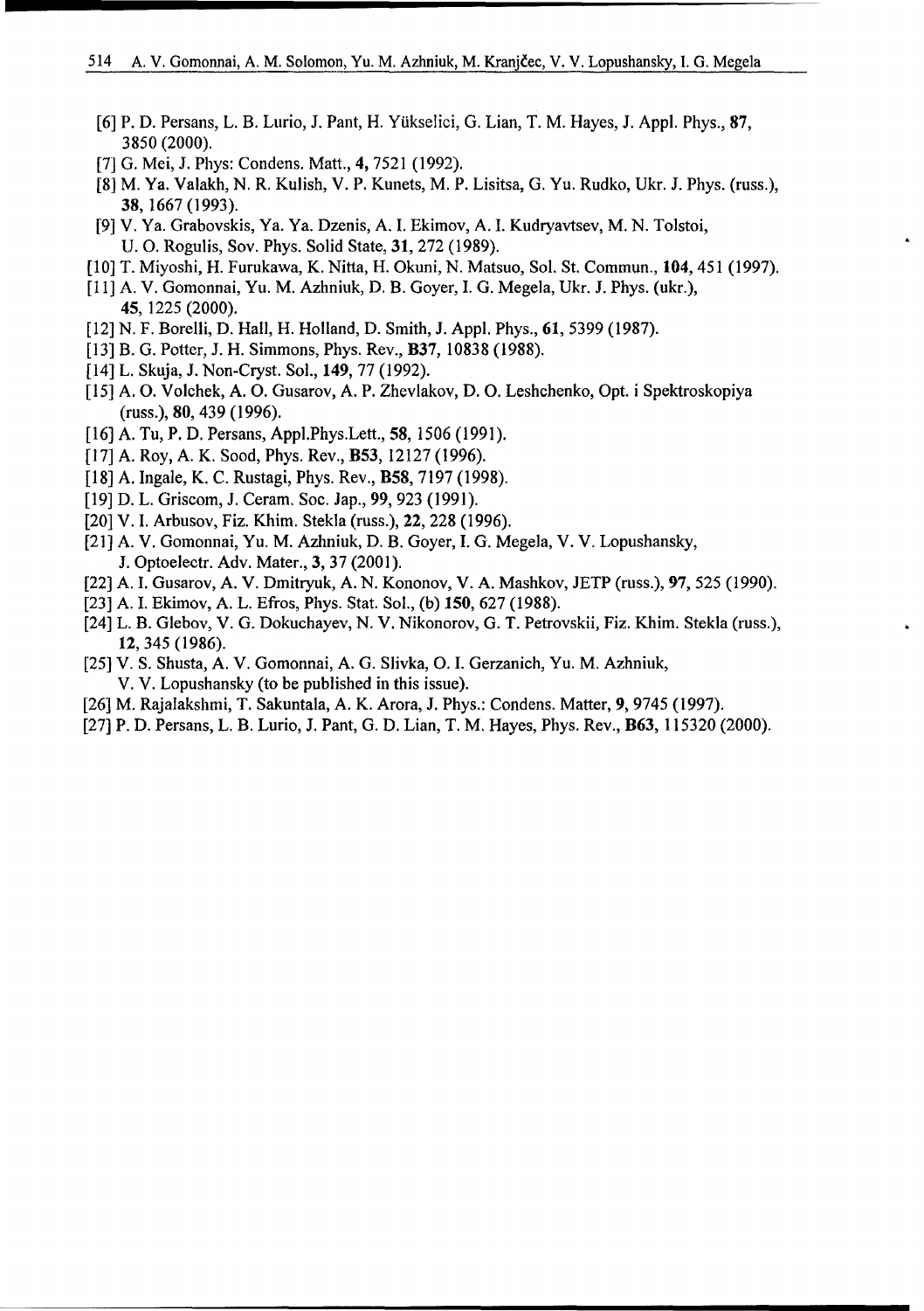[6] P. D. Persans, L. B. Lurio, J. Pant, H. Yükselici, G. Lian, T. M. Hayes, J. Appl. Phys., **87**, 3850 (2000).

[7] G. Mei, J. Phys: Condens. Matt., **4**, 7521 (1992).

[8] M. Ya. Valakh, N. R. Kulish, V. P. Kunets, M. P. Lisitsa, G. Yu. Rudko, Ukr. J. Phys. (russ.), **38**, 1667 (1993).

[9] V. Ya. Grabovskis, Ya. Ya. Dzenis, A. I. Ekimov, A. I. Kudryavtsev, M. N. Tolstoi, U. O. Rogulis, Sov. Phys. Solid State, **31**, 272 (1989).

[10] T. Miyoshi, H. Furukawa, K. Nitta, H. Okuni, N. Matsuo, Sol. St. Commun., **104**, 451 (1997).

[11] A. V. Gomonnai, Yu. M. Azhniuk, D. B. Goyer, I. G. Megela, Ukr. J. Phys. (ukr.), **45**, 1225 (2000).

[12] N. F. Borelli, D. Hall, H. Holland, D. Smith, J. Appl. Phys., **61**, 5399 (1987).

[13] B. G. Potter, J. H. Simmons, Phys. Rev., **B37**, 10838 (1988).

[14] L. Skuja, J. Non-Cryst. Sol., **149**, 77 (1992).

[15] A. O. Volchek, A. O. Gusarov, A. P. Zhevlakov, D. O. Leshchenko, Opt. i Spektroskopiya (russ.), **80**, 439 (1996).

[16] A. Tu, P. D. Persans, Appl.Phys.Lett., **58**, 1506 (1991).

[17] A. Roy, A. K. Sood, Phys. Rev., **B53**, 12127 (1996).

[18] A. Ingale, K. C. Rustagi, Phys. Rev., **B58**, 7197 (1998).

[19] D. L. Griscom, J. Ceram. Soc. Jap., **99**, 923 (1991).

[20] V. I. Arbusov, Fiz. Khim. Stekla (russ.), **22**, 228 (1996).

[21] A. V. Gomonnai, Yu. M. Azhniuk, D. B. Goyer, I. G. Megela, V. V. Lopushansky, J. Optoelectr. Adv. Mater., **3**, 37 (2001).

[22] A. I. Gusarov, A. V. Dmitryuk, A. N. Kononov, V. A. Mashkov, JETP (russ.), **97**, 525 (1990).

[23] A. I. Ekimov, A. L. Efros, Phys. Stat. Sol., (b) **150**, 627 (1988).

[24] L. B. Glebov, V. G. Dokuchayev, N. V. Nikonorov, G. T. Petrovskii, Fiz. Khim. Stekla (russ.), **12**, 345 (1986).

[25] V. S. Shusta, A. V. Gomonnai, A. G. Slivka, O. I. Gerzanich, Yu. M. Azhniuk, V. V. Lopushansky (to be published in this issue).

[26] M. Rajalakshmi, T. Sakuntala, A. K. Arora, J. Phys.: Condens. Matter, **9**, 9745 (1997).

[27] P. D. Persans, L. B. Lurio, J. Pant, G. D. Lian, T. M. Hayes, Phys. Rev., **B63**, 115320 (2000).